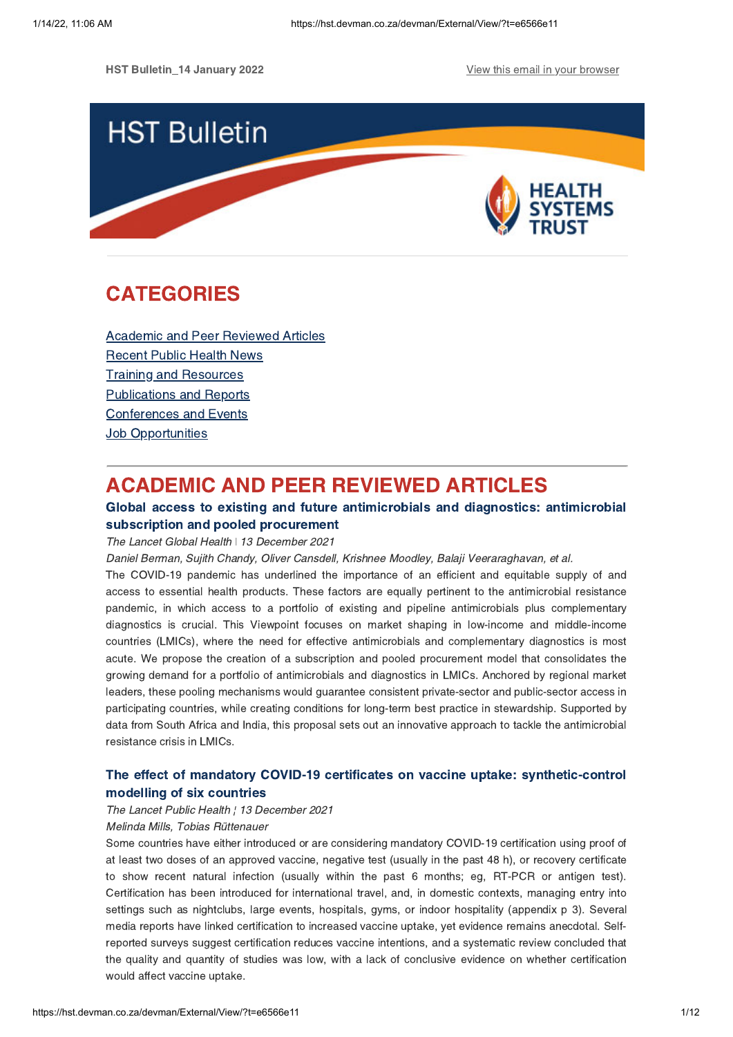HST Bulletin_14 January 2022

View this email in your browser

# HST Bulletin

HEALTH SYSTEMS TRUST

## CATEGORIES

- Academic and Peer Reviewed Articles
- Recent Public Health News
- Training and Resources
- Publications and Reports
- Conferences and Events
- Job Opportunities

## ACADEMIC AND PEER REVIEWED ARTICLES

### Global access to existing and future antimicrobials and diagnostics: antimicrobial subscription and pooled procurement

*The Lancet Global Health | 13 December 2021*

*Daniel Berman, Sujith Chandy, Oliver Cansdell, Krishnee Moodley, Balaji Veeraraghavan, et al.*

The COVID-19 pandemic has underlined the importance of an efficient and equitable supply of and access to essential health products. These factors are equally pertinent to the antimicrobial resistance pandemic, in which access to a portfolio of existing and pipeline antimicrobials plus complementary diagnostics is crucial. This Viewpoint focuses on market shaping in low-income and middle-income countries (LMICs), where the need for effective antimicrobials and complementary diagnostics is most acute. We propose the creation of a subscription and pooled procurement model that consolidates the growing demand for a portfolio of antimicrobials and diagnostics in LMICs. Anchored by regional market leaders, these pooling mechanisms would guarantee consistent private-sector and public-sector access in participating countries, while creating conditions for long-term best practice in stewardship. Supported by data from South Africa and India, this proposal sets out an innovative approach to tackle the antimicrobial resistance crisis in LMICs.

### The effect of mandatory COVID-19 certificates on vaccine uptake: synthetic-control modelling of six countries

*The Lancet Public Health ¦ 13 December 2021*

*Melinda Mills, Tobias Rüttenauer*

Some countries have either introduced or are considering mandatory COVID-19 certification using proof of at least two doses of an approved vaccine, negative test (usually in the past 48 h), or recovery certificate to show recent natural infection (usually within the past 6 months; eg, RT-PCR or antigen test). Certification has been introduced for international travel, and, in domestic contexts, managing entry into settings such as nightclubs, large events, hospitals, gyms, or indoor hospitality (appendix p 3). Several media reports have linked certification to increased vaccine uptake, yet evidence remains anecdotal. Self-reported surveys suggest certification reduces vaccine intentions, and a systematic review concluded that the quality and quantity of studies was low, with a lack of conclusive evidence on whether certification would affect vaccine uptake.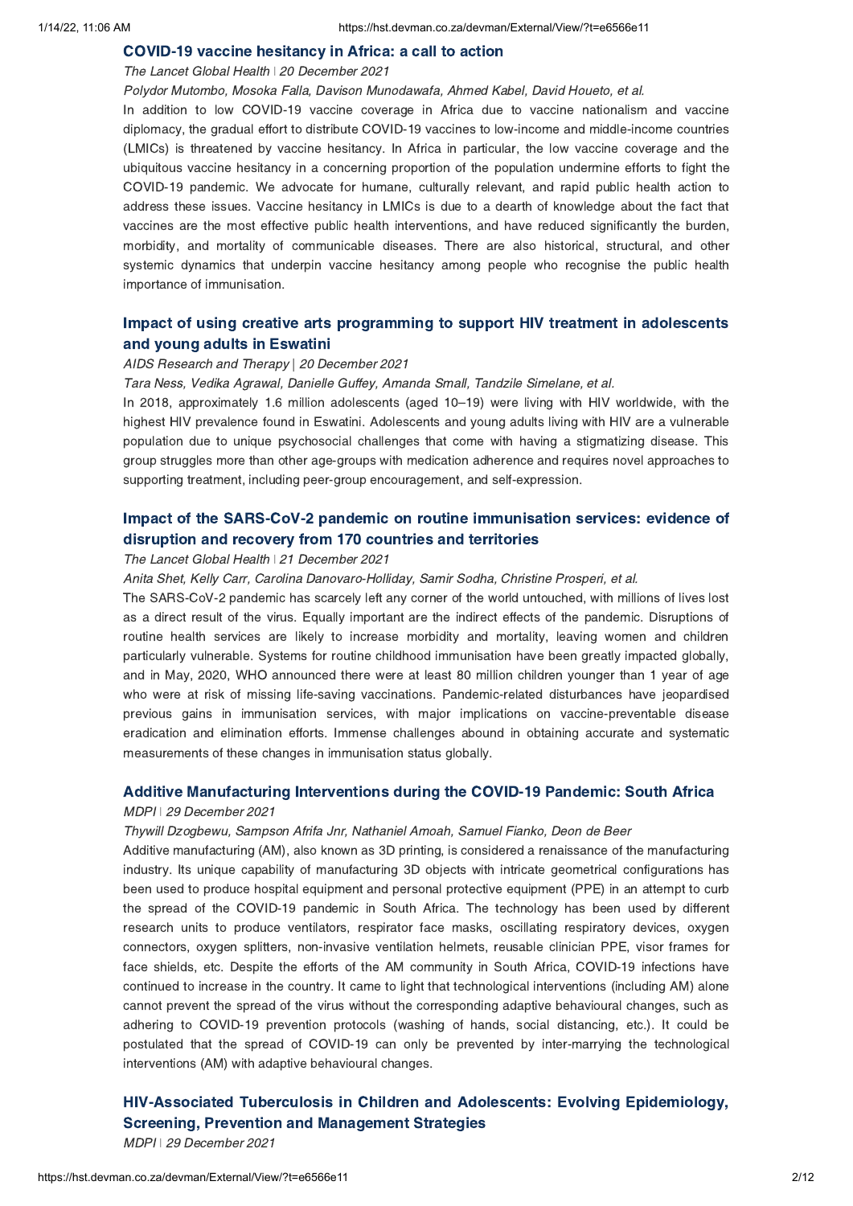## COVID-19 vaccine hesitancy in Africa: a call to action

*The Lancet Global Health | 20 December 2021*

*Polydor Mutombo, Mosoka Falla, Davison Munodawafa, Ahmed Kabel, David Houeto, et al.*

In addition to low COVID-19 vaccine coverage in Africa due to vaccine nationalism and vaccine diplomacy, the gradual effort to distribute COVID-19 vaccines to low-income and middle-income countries (LMICs) is threatened by vaccine hesitancy. In Africa in particular, the low vaccine coverage and the ubiquitous vaccine hesitancy in a concerning proportion of the population undermine efforts to fight the COVID-19 pandemic. We advocate for humane, culturally relevant, and rapid public health action to address these issues. Vaccine hesitancy in LMICs is due to a dearth of knowledge about the fact that vaccines are the most effective public health interventions, and have reduced significantly the burden, morbidity, and mortality of communicable diseases. There are also historical, structural, and other systemic dynamics that underpin vaccine hesitancy among people who recognise the public health importance of immunisation.

## Impact of using creative arts programming to support HIV treatment in adolescents and young adults in Eswatini

*AIDS Research and Therapy | 20 December 2021*

*Tara Ness, Vedika Agrawal, Danielle Guffey, Amanda Small, Tandzile Simelane, et al.*

In 2018, approximately 1.6 million adolescents (aged 10–19) were living with HIV worldwide, with the highest HIV prevalence found in Eswatini. Adolescents and young adults living with HIV are a vulnerable population due to unique psychosocial challenges that come with having a stigmatizing disease. This group struggles more than other age-groups with medication adherence and requires novel approaches to supporting treatment, including peer-group encouragement, and self-expression.

## Impact of the SARS-CoV-2 pandemic on routine immunisation services: evidence of disruption and recovery from 170 countries and territories

*The Lancet Global Health | 21 December 2021*

*Anita Shet, Kelly Carr, Carolina Danovaro-Holliday, Samir Sodha, Christine Prosperi, et al.*

The SARS-CoV-2 pandemic has scarcely left any corner of the world untouched, with millions of lives lost as a direct result of the virus. Equally important are the indirect effects of the pandemic. Disruptions of routine health services are likely to increase morbidity and mortality, leaving women and children particularly vulnerable. Systems for routine childhood immunisation have been greatly impacted globally, and in May, 2020, WHO announced there were at least 80 million children younger than 1 year of age who were at risk of missing life-saving vaccinations. Pandemic-related disturbances have jeopardised previous gains in immunisation services, with major implications on vaccine-preventable disease eradication and elimination efforts. Immense challenges abound in obtaining accurate and systematic measurements of these changes in immunisation status globally.

## Additive Manufacturing Interventions during the COVID-19 Pandemic: South Africa

*MDPI | 29 December 2021*

*Thywill Dzogbewu, Sampson Afrifa Jnr, Nathaniel Amoah, Samuel Fianko, Deon de Beer*

Additive manufacturing (AM), also known as 3D printing, is considered a renaissance of the manufacturing industry. Its unique capability of manufacturing 3D objects with intricate geometrical configurations has been used to produce hospital equipment and personal protective equipment (PPE) in an attempt to curb the spread of the COVID-19 pandemic in South Africa. The technology has been used by different research units to produce ventilators, respirator face masks, oscillating respiratory devices, oxygen connectors, oxygen splitters, non-invasive ventilation helmets, reusable clinician PPE, visor frames for face shields, etc. Despite the efforts of the AM community in South Africa, COVID-19 infections have continued to increase in the country. It came to light that technological interventions (including AM) alone cannot prevent the spread of the virus without the corresponding adaptive behavioural changes, such as adhering to COVID-19 prevention protocols (washing of hands, social distancing, etc.). It could be postulated that the spread of COVID-19 can only be prevented by inter-marrying the technological interventions (AM) with adaptive behavioural changes.

## HIV-Associated Tuberculosis in Children and Adolescents: Evolving Epidemiology, Screening, Prevention and Management Strategies

*MDPI | 29 December 2021*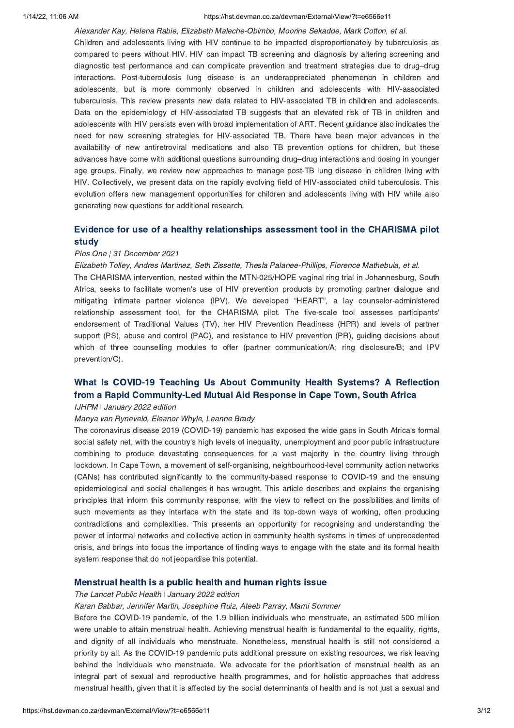*Alexander Kay, Helena Rabie, Elizabeth Maleche-Obimbo, Moorine Sekadde, Mark Cotton, et al.*

Children and adolescents living with HIV continue to be impacted disproportionately by tuberculosis as compared to peers without HIV. HIV can impact TB screening and diagnosis by altering screening and diagnostic test performance and can complicate prevention and treatment strategies due to drug–drug interactions. Post-tuberculosis lung disease is an underappreciated phenomenon in children and adolescents, but is more commonly observed in children and adolescents with HIV-associated tuberculosis. This review presents new data related to HIV-associated TB in children and adolescents. Data on the epidemiology of HIV-associated TB suggests that an elevated risk of TB in children and adolescents with HIV persists even with broad implementation of ART. Recent guidance also indicates the need for new screening strategies for HIV-associated TB. There have been major advances in the availability of new antiretroviral medications and also TB prevention options for children, but these advances have come with additional questions surrounding drug–drug interactions and dosing in younger age groups. Finally, we review new approaches to manage post-TB lung disease in children living with HIV. Collectively, we present data on the rapidly evolving field of HIV-associated child tuberculosis. This evolution offers new management opportunities for children and adolescents living with HIV while also generating new questions for additional research.

### Evidence for use of a healthy relationships assessment tool in the CHARISMA pilot study

*Plos One ¦ 31 December 2021*

*Elizabeth Tolley, Andres Martinez, Seth Zissette, Thesla Palanee-Phillips, Florence Mathebula, et al.*

The CHARISMA intervention, nested within the MTN-025/HOPE vaginal ring trial in Johannesburg, South Africa, seeks to facilitate women's use of HIV prevention products by promoting partner dialogue and mitigating intimate partner violence (IPV). We developed "HEART", a lay counselor-administered relationship assessment tool, for the CHARISMA pilot. The five-scale tool assesses participants' endorsement of Traditional Values (TV), her HIV Prevention Readiness (HPR) and levels of partner support (PS), abuse and control (PAC), and resistance to HIV prevention (PR), guiding decisions about which of three counselling modules to offer (partner communication/A; ring disclosure/B; and IPV prevention/C).

### What Is COVID-19 Teaching Us About Community Health Systems? A Reflection from a Rapid Community-Led Mutual Aid Response in Cape Town, South Africa

*IJHPM | January 2022 edition*

*Manya van Ryneveld, Eleanor Whyle, Leanne Brady*

The coronavirus disease 2019 (COVID-19) pandemic has exposed the wide gaps in South Africa's formal social safety net, with the country's high levels of inequality, unemployment and poor public infrastructure combining to produce devastating consequences for a vast majority in the country living through lockdown. In Cape Town, a movement of self-organising, neighbourhood-level community action networks (CANs) has contributed significantly to the community-based response to COVID-19 and the ensuing epidemiological and social challenges it has wrought. This article describes and explains the organising principles that inform this community response, with the view to reflect on the possibilities and limits of such movements as they interface with the state and its top-down ways of working, often producing contradictions and complexities. This presents an opportunity for recognising and understanding the power of informal networks and collective action in community health systems in times of unprecedented crisis, and brings into focus the importance of finding ways to engage with the state and its formal health system response that do not jeopardise this potential.

### Menstrual health is a public health and human rights issue

*The Lancet Public Health | January 2022 edition*

*Karan Babbar, Jennifer Martin, Josephine Ruiz, Ateeb Parray, Marni Sommer*

Before the COVID-19 pandemic, of the 1.9 billion individuals who menstruate, an estimated 500 million were unable to attain menstrual health. Achieving menstrual health is fundamental to the equality, rights, and dignity of all individuals who menstruate. Nonetheless, menstrual health is still not considered a priority by all. As the COVID-19 pandemic puts additional pressure on existing resources, we risk leaving behind the individuals who menstruate. We advocate for the prioritisation of menstrual health as an integral part of sexual and reproductive health programmes, and for holistic approaches that address menstrual health, given that it is affected by the social determinants of health and is not just a sexual and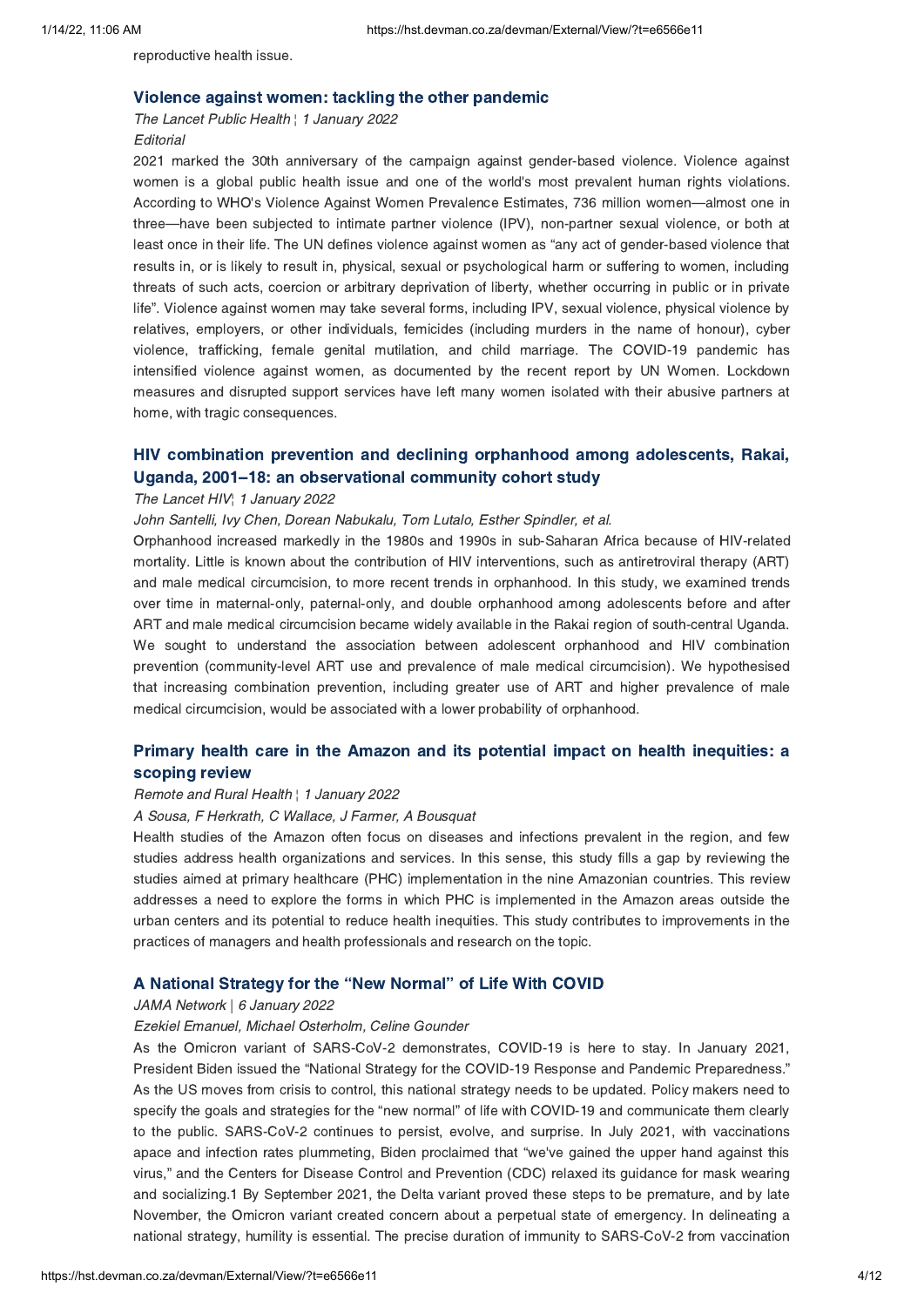reproductive health issue.

## Violence against women: tackling the other pandemic

*The Lancet Public Health ¦ 1 January 2022*

*Editorial*

2021 marked the 30th anniversary of the campaign against gender-based violence. Violence against women is a global public health issue and one of the world's most prevalent human rights violations. According to WHO's Violence Against Women Prevalence Estimates, 736 million women—almost one in three—have been subjected to intimate partner violence (IPV), non-partner sexual violence, or both at least once in their life. The UN defines violence against women as "any act of gender-based violence that results in, or is likely to result in, physical, sexual or psychological harm or suffering to women, including threats of such acts, coercion or arbitrary deprivation of liberty, whether occurring in public or in private life". Violence against women may take several forms, including IPV, sexual violence, physical violence by relatives, employers, or other individuals, femicides (including murders in the name of honour), cyber violence, trafficking, female genital mutilation, and child marriage. The COVID-19 pandemic has intensified violence against women, as documented by the recent report by UN Women. Lockdown measures and disrupted support services have left many women isolated with their abusive partners at home, with tragic consequences.

## HIV combination prevention and declining orphanhood among adolescents, Rakai, Uganda, 2001–18: an observational community cohort study

*The Lancet HIV¦ 1 January 2022*

*John Santelli, Ivy Chen, Dorean Nabukalu, Tom Lutalo, Esther Spindler, et al.*

Orphanhood increased markedly in the 1980s and 1990s in sub-Saharan Africa because of HIV-related mortality. Little is known about the contribution of HIV interventions, such as antiretroviral therapy (ART) and male medical circumcision, to more recent trends in orphanhood. In this study, we examined trends over time in maternal-only, paternal-only, and double orphanhood among adolescents before and after ART and male medical circumcision became widely available in the Rakai region of south-central Uganda. We sought to understand the association between adolescent orphanhood and HIV combination prevention (community-level ART use and prevalence of male medical circumcision). We hypothesised that increasing combination prevention, including greater use of ART and higher prevalence of male medical circumcision, would be associated with a lower probability of orphanhood.

## Primary health care in the Amazon and its potential impact on health inequities: a scoping review

*Remote and Rural Health ¦ 1 January 2022*

*A Sousa, F Herkrath, C Wallace, J Farmer, A Bousquat*

Health studies of the Amazon often focus on diseases and infections prevalent in the region, and few studies address health organizations and services. In this sense, this study fills a gap by reviewing the studies aimed at primary healthcare (PHC) implementation in the nine Amazonian countries. This review addresses a need to explore the forms in which PHC is implemented in the Amazon areas outside the urban centers and its potential to reduce health inequities. This study contributes to improvements in the practices of managers and health professionals and research on the topic.

## A National Strategy for the "New Normal" of Life With COVID

*JAMA Network | 6 January 2022*

*Ezekiel Emanuel, Michael Osterholm, Celine Gounder*

As the Omicron variant of SARS-CoV-2 demonstrates, COVID-19 is here to stay. In January 2021, President Biden issued the "National Strategy for the COVID-19 Response and Pandemic Preparedness." As the US moves from crisis to control, this national strategy needs to be updated. Policy makers need to specify the goals and strategies for the "new normal" of life with COVID-19 and communicate them clearly to the public. SARS-CoV-2 continues to persist, evolve, and surprise. In July 2021, with vaccinations apace and infection rates plummeting, Biden proclaimed that "we've gained the upper hand against this virus," and the Centers for Disease Control and Prevention (CDC) relaxed its guidance for mask wearing and socializing.[1] By September 2021, the Delta variant proved these steps to be premature, and by late November, the Omicron variant created concern about a perpetual state of emergency. In delineating a national strategy, humility is essential. The precise duration of immunity to SARS-CoV-2 from vaccination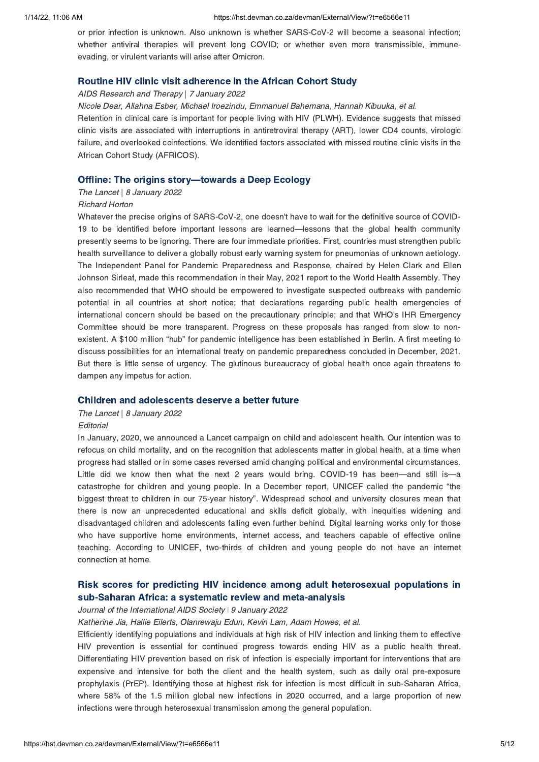or prior infection is unknown. Also unknown is whether SARS-CoV-2 will become a seasonal infection; whether antiviral therapies will prevent long COVID; or whether even more transmissible, immune-evading, or virulent variants will arise after Omicron.

### Routine HIV clinic visit adherence in the African Cohort Study

*AIDS Research and Therapy | 7 January 2022*

*Nicole Dear, Allahna Esber, Michael Iroezindu, Emmanuel Bahemana, Hannah Kibuuka, et al.*

Retention in clinical care is important for people living with HIV (PLWH). Evidence suggests that missed clinic visits are associated with interruptions in antiretroviral therapy (ART), lower CD4 counts, virologic failure, and overlooked coinfections. We identified factors associated with missed routine clinic visits in the African Cohort Study (AFRICOS).

### Offline: The origins story—towards a Deep Ecology

*The Lancet | 8 January 2022*

*Richard Horton*

Whatever the precise origins of SARS-CoV-2, one doesn't have to wait for the definitive source of COVID-19 to be identified before important lessons are learned—lessons that the global health community presently seems to be ignoring. There are four immediate priorities. First, countries must strengthen public health surveillance to deliver a globally robust early warning system for pneumonias of unknown aetiology. The Independent Panel for Pandemic Preparedness and Response, chaired by Helen Clark and Ellen Johnson Sirleaf, made this recommendation in their May, 2021 report to the World Health Assembly. They also recommended that WHO should be empowered to investigate suspected outbreaks with pandemic potential in all countries at short notice; that declarations regarding public health emergencies of international concern should be based on the precautionary principle; and that WHO's IHR Emergency Committee should be more transparent. Progress on these proposals has ranged from slow to non-existent. A $100 million "hub" for pandemic intelligence has been established in Berlin. A first meeting to discuss possibilities for an international treaty on pandemic preparedness concluded in December, 2021. But there is little sense of urgency. The glutinous bureaucracy of global health once again threatens to dampen any impetus for action.

### Children and adolescents deserve a better future

*The Lancet | 8 January 2022*

*Editorial*

In January, 2020, we announced a Lancet campaign on child and adolescent health. Our intention was to refocus on child mortality, and on the recognition that adolescents matter in global health, at a time when progress had stalled or in some cases reversed amid changing political and environmental circumstances. Little did we know then what the next 2 years would bring. COVID-19 has been—and still is—a catastrophe for children and young people. In a December report, UNICEF called the pandemic "the biggest threat to children in our 75-year history". Widespread school and university closures mean that there is now an unprecedented educational and skills deficit globally, with inequities widening and disadvantaged children and adolescents falling even further behind. Digital learning works only for those who have supportive home environments, internet access, and teachers capable of effective online teaching. According to UNICEF, two-thirds of children and young people do not have an internet connection at home.

### Risk scores for predicting HIV incidence among adult heterosexual populations in sub-Saharan Africa: a systematic review and meta-analysis

*Journal of the International AIDS Society | 9 January 2022*

*Katherine Jia, Hallie Eilerts, Olanrewaju Edun, Kevin Lam, Adam Howes, et al.*

Efficiently identifying populations and individuals at high risk of HIV infection and linking them to effective HIV prevention is essential for continued progress towards ending HIV as a public health threat. Differentiating HIV prevention based on risk of infection is especially important for interventions that are expensive and intensive for both the client and the health system, such as daily oral pre-exposure prophylaxis (PrEP). Identifying those at highest risk for infection is most difficult in sub-Saharan Africa, where 58% of the 1.5 million global new infections in 2020 occurred, and a large proportion of new infections were through heterosexual transmission among the general population.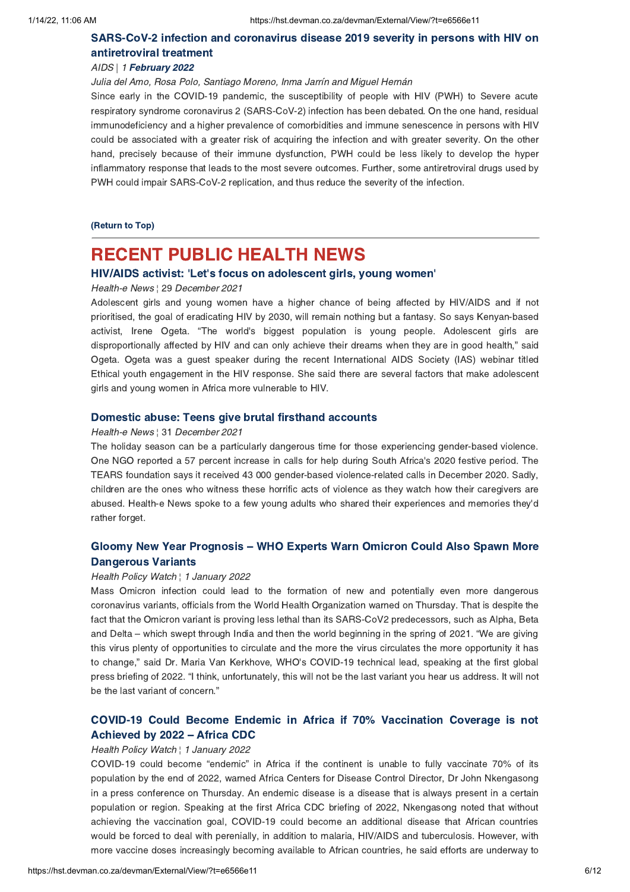### SARS-CoV-2 infection and coronavirus disease 2019 severity in persons with HIV on antiretroviral treatment

*AIDS ¦ 1 **February 2022***

*Julia del Amo, Rosa Polo, Santiago Moreno, Inma Jarrín and Miguel Hernán*

Since early in the COVID-19 pandemic, the susceptibility of people with HIV (PWH) to Severe acute respiratory syndrome coronavirus 2 (SARS-CoV-2) infection has been debated. On the one hand, residual immunodeficiency and a higher prevalence of comorbidities and immune senescence in persons with HIV could be associated with a greater risk of acquiring the infection and with greater severity. On the other hand, precisely because of their immune dysfunction, PWH could be less likely to develop the hyper inflammatory response that leads to the most severe outcomes. Further, some antiretroviral drugs used by PWH could impair SARS-CoV-2 replication, and thus reduce the severity of the infection.

**(Return to Top)**

---

# RECENT PUBLIC HEALTH NEWS

### HIV/AIDS activist: 'Let's focus on adolescent girls, young women'

*Health-e News* ¦ 29 *December 2021*

Adolescent girls and young women have a higher chance of being affected by HIV/AIDS and if not prioritised, the goal of eradicating HIV by 2030, will remain nothing but a fantasy. So says Kenyan-based activist, Irene Ogeta. "The world's biggest population is young people. Adolescent girls are disproportionally affected by HIV and can only achieve their dreams when they are in good health," said Ogeta. Ogeta was a guest speaker during the recent International AIDS Society (IAS) webinar titled Ethical youth engagement in the HIV response. She said there are several factors that make adolescent girls and young women in Africa more vulnerable to HIV.

### Domestic abuse: Teens give brutal firsthand accounts

*Health-e News* ¦ 31 *December 2021*

The holiday season can be a particularly dangerous time for those experiencing gender-based violence. One NGO reported a 57 percent increase in calls for help during South Africa's 2020 festive period. The TEARS foundation says it received 43 000 gender-based violence-related calls in December 2020. Sadly, children are the ones who witness these horrific acts of violence as they watch how their caregivers are abused. Health-e News spoke to a few young adults who shared their experiences and memories they'd rather forget.

### Gloomy New Year Prognosis – WHO Experts Warn Omicron Could Also Spawn More Dangerous Variants

*Health Policy Watch ¦ 1 January 2022*

Mass Omicron infection could lead to the formation of new and potentially even more dangerous coronavirus variants, officials from the World Health Organization warned on Thursday. That is despite the fact that the Omicron variant is proving less lethal than its SARS-CoV2 predecessors, such as Alpha, Beta and Delta – which swept through India and then the world beginning in the spring of 2021. "We are giving this virus plenty of opportunities to circulate and the more the virus circulates the more opportunity it has to change," said Dr. Maria Van Kerkhove, WHO's COVID-19 technical lead, speaking at the first global press briefing of 2022. "I think, unfortunately, this will not be the last variant you hear us address. It will not be the last variant of concern."

### COVID-19 Could Become Endemic in Africa if 70% Vaccination Coverage is not Achieved by 2022 – Africa CDC

*Health Policy Watch ¦ 1 January 2022*

COVID-19 could become "endemic" in Africa if the continent is unable to fully vaccinate 70% of its population by the end of 2022, warned Africa Centers for Disease Control Director, Dr John Nkengasong in a press conference on Thursday. An endemic disease is a disease that is always present in a certain population or region. Speaking at the first Africa CDC briefing of 2022, Nkengasong noted that without achieving the vaccination goal, COVID-19 could become an additional disease that African countries would be forced to deal with perenially, in addition to malaria, HIV/AIDS and tuberculosis. However, with more vaccine doses increasingly becoming available to African countries, he said efforts are underway to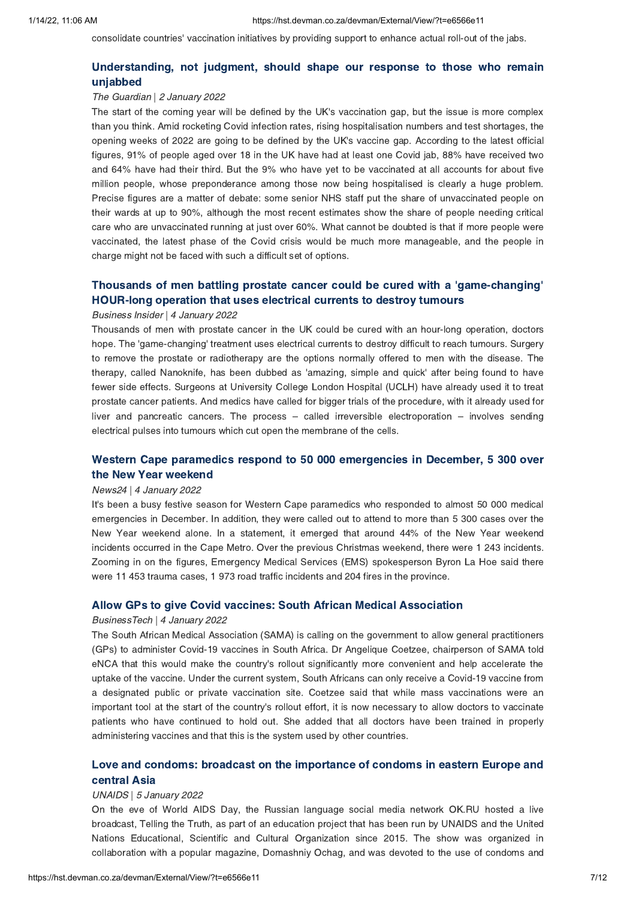consolidate countries' vaccination initiatives by providing support to enhance actual roll-out of the jabs.

### Understanding, not judgment, should shape our response to those who remain unjabbed

*The Guardian | 2 January 2022*

The start of the coming year will be defined by the UK's vaccination gap, but the issue is more complex than you think. Amid rocketing Covid infection rates, rising hospitalisation numbers and test shortages, the opening weeks of 2022 are going to be defined by the UK's vaccine gap. According to the latest official figures, 91% of people aged over 18 in the UK have had at least one Covid jab, 88% have received two and 64% have had their third. But the 9% who have yet to be vaccinated at all accounts for about five million people, whose preponderance among those now being hospitalised is clearly a huge problem. Precise figures are a matter of debate: some senior NHS staff put the share of unvaccinated people on their wards at up to 90%, although the most recent estimates show the share of people needing critical care who are unvaccinated running at just over 60%. What cannot be doubted is that if more people were vaccinated, the latest phase of the Covid crisis would be much more manageable, and the people in charge might not be faced with such a difficult set of options.

### Thousands of men battling prostate cancer could be cured with a 'game-changing' HOUR-long operation that uses electrical currents to destroy tumours

*Business Insider | 4 January 2022*

Thousands of men with prostate cancer in the UK could be cured with an hour-long operation, doctors hope. The 'game-changing' treatment uses electrical currents to destroy difficult to reach tumours. Surgery to remove the prostate or radiotherapy are the options normally offered to men with the disease. The therapy, called Nanoknife, has been dubbed as 'amazing, simple and quick' after being found to have fewer side effects. Surgeons at University College London Hospital (UCLH) have already used it to treat prostate cancer patients. And medics have called for bigger trials of the procedure, with it already used for liver and pancreatic cancers. The process – called irreversible electroporation – involves sending electrical pulses into tumours which cut open the membrane of the cells.

### Western Cape paramedics respond to 50 000 emergencies in December, 5 300 over the New Year weekend

*News24 | 4 January 2022*

It's been a busy festive season for Western Cape paramedics who responded to almost 50 000 medical emergencies in December. In addition, they were called out to attend to more than 5 300 cases over the New Year weekend alone. In a statement, it emerged that around 44% of the New Year weekend incidents occurred in the Cape Metro. Over the previous Christmas weekend, there were 1 243 incidents. Zooming in on the figures, Emergency Medical Services (EMS) spokesperson Byron La Hoe said there were 11 453 trauma cases, 1 973 road traffic incidents and 204 fires in the province.

### Allow GPs to give Covid vaccines: South African Medical Association

*BusinessTech | 4 January 2022*

The South African Medical Association (SAMA) is calling on the government to allow general practitioners (GPs) to administer Covid-19 vaccines in South Africa. Dr Angelique Coetzee, chairperson of SAMA told eNCA that this would make the country's rollout significantly more convenient and help accelerate the uptake of the vaccine. Under the current system, South Africans can only receive a Covid-19 vaccine from a designated public or private vaccination site. Coetzee said that while mass vaccinations were an important tool at the start of the country's rollout effort, it is now necessary to allow doctors to vaccinate patients who have continued to hold out. She added that all doctors have been trained in properly administering vaccines and that this is the system used by other countries.

### Love and condoms: broadcast on the importance of condoms in eastern Europe and central Asia

*UNAIDS | 5 January 2022*

On the eve of World AIDS Day, the Russian language social media network OK.RU hosted a live broadcast, Telling the Truth, as part of an education project that has been run by UNAIDS and the United Nations Educational, Scientific and Cultural Organization since 2015. The show was organized in collaboration with a popular magazine, Domashniy Ochag, and was devoted to the use of condoms and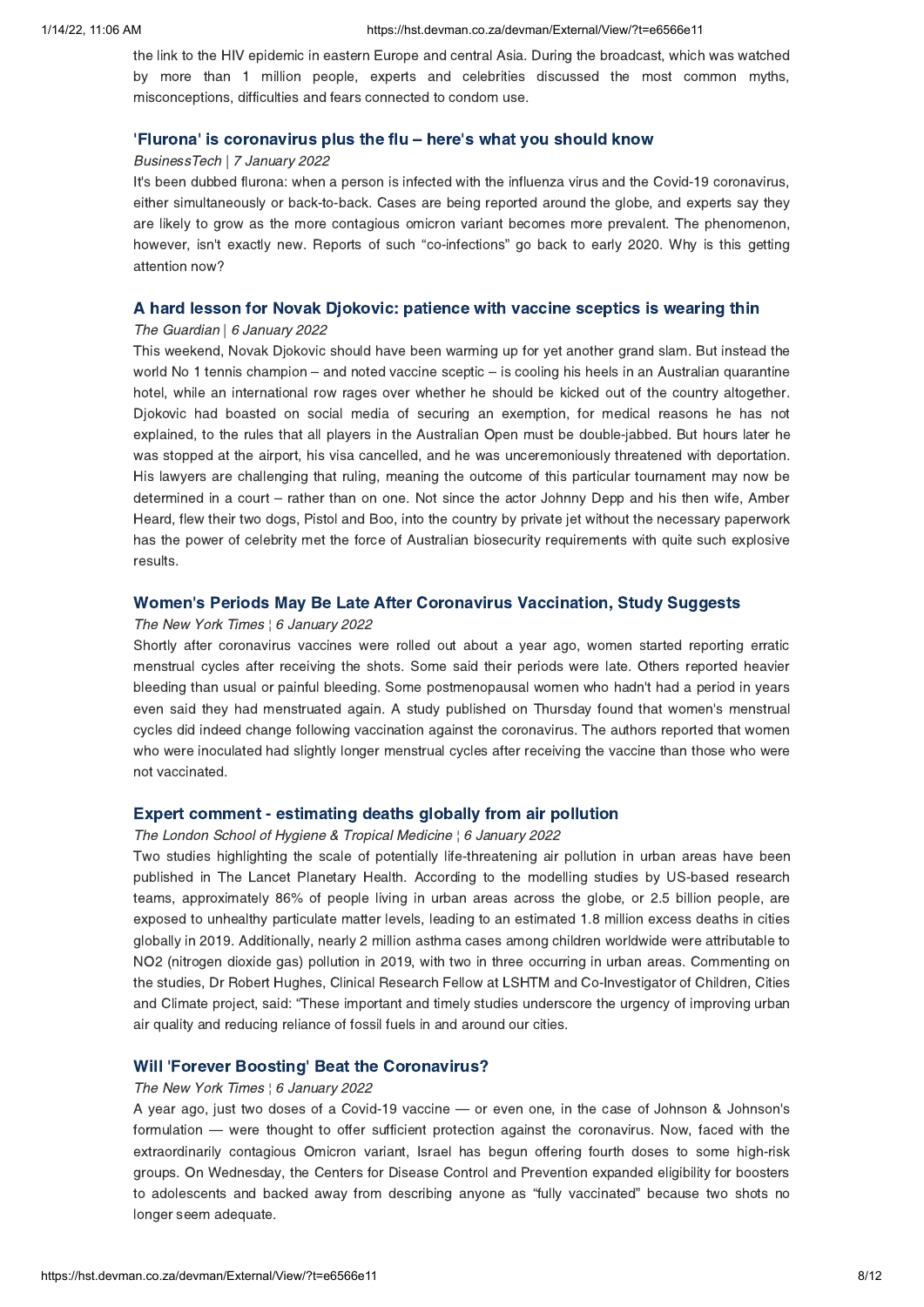the link to the HIV epidemic in eastern Europe and central Asia. During the broadcast, which was watched by more than 1 million people, experts and celebrities discussed the most common myths, misconceptions, difficulties and fears connected to condom use.

### 'Flurona' is coronavirus plus the flu – here's what you should know

*BusinessTech | 7 January 2022*

It's been dubbed flurona: when a person is infected with the influenza virus and the Covid-19 coronavirus, either simultaneously or back-to-back. Cases are being reported around the globe, and experts say they are likely to grow as the more contagious omicron variant becomes more prevalent. The phenomenon, however, isn't exactly new. Reports of such "co-infections" go back to early 2020. Why is this getting attention now?

### A hard lesson for Novak Djokovic: patience with vaccine sceptics is wearing thin

*The Guardian | 6 January 2022*

This weekend, Novak Djokovic should have been warming up for yet another grand slam. But instead the world No 1 tennis champion – and noted vaccine sceptic – is cooling his heels in an Australian quarantine hotel, while an international row rages over whether he should be kicked out of the country altogether. Djokovic had boasted on social media of securing an exemption, for medical reasons he has not explained, to the rules that all players in the Australian Open must be double-jabbed. But hours later he was stopped at the airport, his visa cancelled, and he was unceremoniously threatened with deportation. His lawyers are challenging that ruling, meaning the outcome of this particular tournament may now be determined in a court – rather than on one. Not since the actor Johnny Depp and his then wife, Amber Heard, flew their two dogs, Pistol and Boo, into the country by private jet without the necessary paperwork has the power of celebrity met the force of Australian biosecurity requirements with quite such explosive results.

### Women's Periods May Be Late After Coronavirus Vaccination, Study Suggests

*The New York Times ¦ 6 January 2022*

Shortly after coronavirus vaccines were rolled out about a year ago, women started reporting erratic menstrual cycles after receiving the shots. Some said their periods were late. Others reported heavier bleeding than usual or painful bleeding. Some postmenopausal women who hadn't had a period in years even said they had menstruated again. A study published on Thursday found that women's menstrual cycles did indeed change following vaccination against the coronavirus. The authors reported that women who were inoculated had slightly longer menstrual cycles after receiving the vaccine than those who were not vaccinated.

### Expert comment - estimating deaths globally from air pollution

*The London School of Hygiene & Tropical Medicine ¦ 6 January 2022*

Two studies highlighting the scale of potentially life-threatening air pollution in urban areas have been published in The Lancet Planetary Health. According to the modelling studies by US-based research teams, approximately 86% of people living in urban areas across the globe, or 2.5 billion people, are exposed to unhealthy particulate matter levels, leading to an estimated 1.8 million excess deaths in cities globally in 2019. Additionally, nearly 2 million asthma cases among children worldwide were attributable to NO2 (nitrogen dioxide gas) pollution in 2019, with two in three occurring in urban areas. Commenting on the studies, Dr Robert Hughes, Clinical Research Fellow at LSHTM and Co-Investigator of Children, Cities and Climate project, said: "These important and timely studies underscore the urgency of improving urban air quality and reducing reliance of fossil fuels in and around our cities.

### Will 'Forever Boosting' Beat the Coronavirus?

*The New York Times ¦ 6 January 2022*

A year ago, just two doses of a Covid-19 vaccine — or even one, in the case of Johnson & Johnson's formulation — were thought to offer sufficient protection against the coronavirus. Now, faced with the extraordinarily contagious Omicron variant, Israel has begun offering fourth doses to some high-risk groups. On Wednesday, the Centers for Disease Control and Prevention expanded eligibility for boosters to adolescents and backed away from describing anyone as "fully vaccinated" because two shots no longer seem adequate.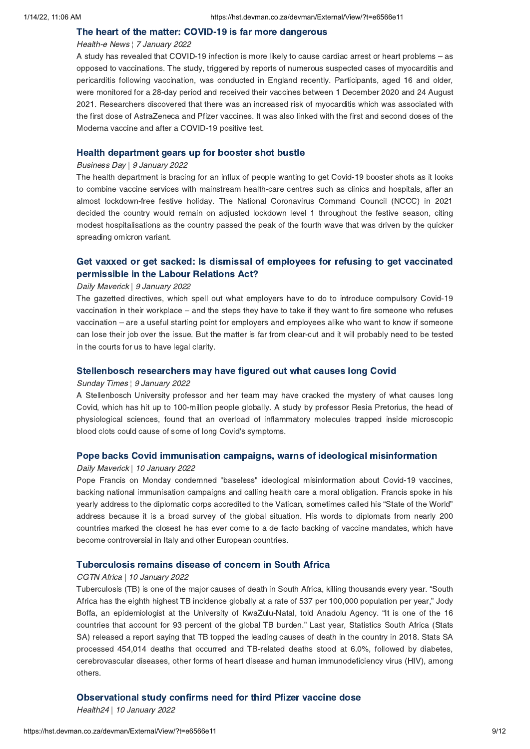### The heart of the matter: COVID-19 is far more dangerous

*Health-e News* ¦ *7 January 2022*

A study has revealed that COVID-19 infection is more likely to cause cardiac arrest or heart problems – as opposed to vaccinations. The study, triggered by reports of numerous suspected cases of myocarditis and pericarditis following vaccination, was conducted in England recently. Participants, aged 16 and older, were monitored for a 28-day period and received their vaccines between 1 December 2020 and 24 August 2021. Researchers discovered that there was an increased risk of myocarditis which was associated with the first dose of AstraZeneca and Pfizer vaccines. It was also linked with the first and second doses of the Moderna vaccine and after a COVID-19 positive test.

### Health department gears up for booster shot bustle

*Business Day* | *9 January 2022*

The health department is bracing for an influx of people wanting to get Covid-19 booster shots as it looks to combine vaccine services with mainstream health-care centres such as clinics and hospitals, after an almost lockdown-free festive holiday. The National Coronavirus Command Council (NCCC) in 2021 decided the country would remain on adjusted lockdown level 1 throughout the festive season, citing modest hospitalisations as the country passed the peak of the fourth wave that was driven by the quicker spreading omicron variant.

### Get vaxxed or get sacked: Is dismissal of employees for refusing to get vaccinated permissible in the Labour Relations Act?

*Daily Maverick* | *9 January 2022*

The gazetted directives, which spell out what employers have to do to introduce compulsory Covid-19 vaccination in their workplace – and the steps they have to take if they want to fire someone who refuses vaccination – are a useful starting point for employers and employees alike who want to know if someone can lose their job over the issue. But the matter is far from clear-cut and it will probably need to be tested in the courts for us to have legal clarity.

### Stellenbosch researchers may have figured out what causes long Covid

*Sunday Times* ¦ *9 January 2022*

A Stellenbosch University professor and her team may have cracked the mystery of what causes long Covid, which has hit up to 100-million people globally. A study by professor Resia Pretorius, the head of physiological sciences, found that an overload of inflammatory molecules trapped inside microscopic blood clots could cause of some of long Covid's symptoms.

### Pope backs Covid immunisation campaigns, warns of ideological misinformation

*Daily Maverick* | *10 January 2022*

Pope Francis on Monday condemned "baseless" ideological misinformation about Covid-19 vaccines, backing national immunisation campaigns and calling health care a moral obligation. Francis spoke in his yearly address to the diplomatic corps accredited to the Vatican, sometimes called his "State of the World" address because it is a broad survey of the global situation. His words to diplomats from nearly 200 countries marked the closest he has ever come to a de facto backing of vaccine mandates, which have become controversial in Italy and other European countries.

### Tuberculosis remains disease of concern in South Africa

*CGTN Africa* | *10 January 2022*

Tuberculosis (TB) is one of the major causes of death in South Africa, killing thousands every year. "South Africa has the eighth highest TB incidence globally at a rate of 537 per 100,000 population per year," Jody Boffa, an epidemiologist at the University of KwaZulu-Natal, told Anadolu Agency. "It is one of the 16 countries that account for 93 percent of the global TB burden." Last year, Statistics South Africa (Stats SA) released a report saying that TB topped the leading causes of death in the country in 2018. Stats SA processed 454,014 deaths that occurred and TB-related deaths stood at 6.0%, followed by diabetes, cerebrovascular diseases, other forms of heart disease and human immunodeficiency virus (HIV), among others.

### Observational study confirms need for third Pfizer vaccine dose

*Health24* | *10 January 2022*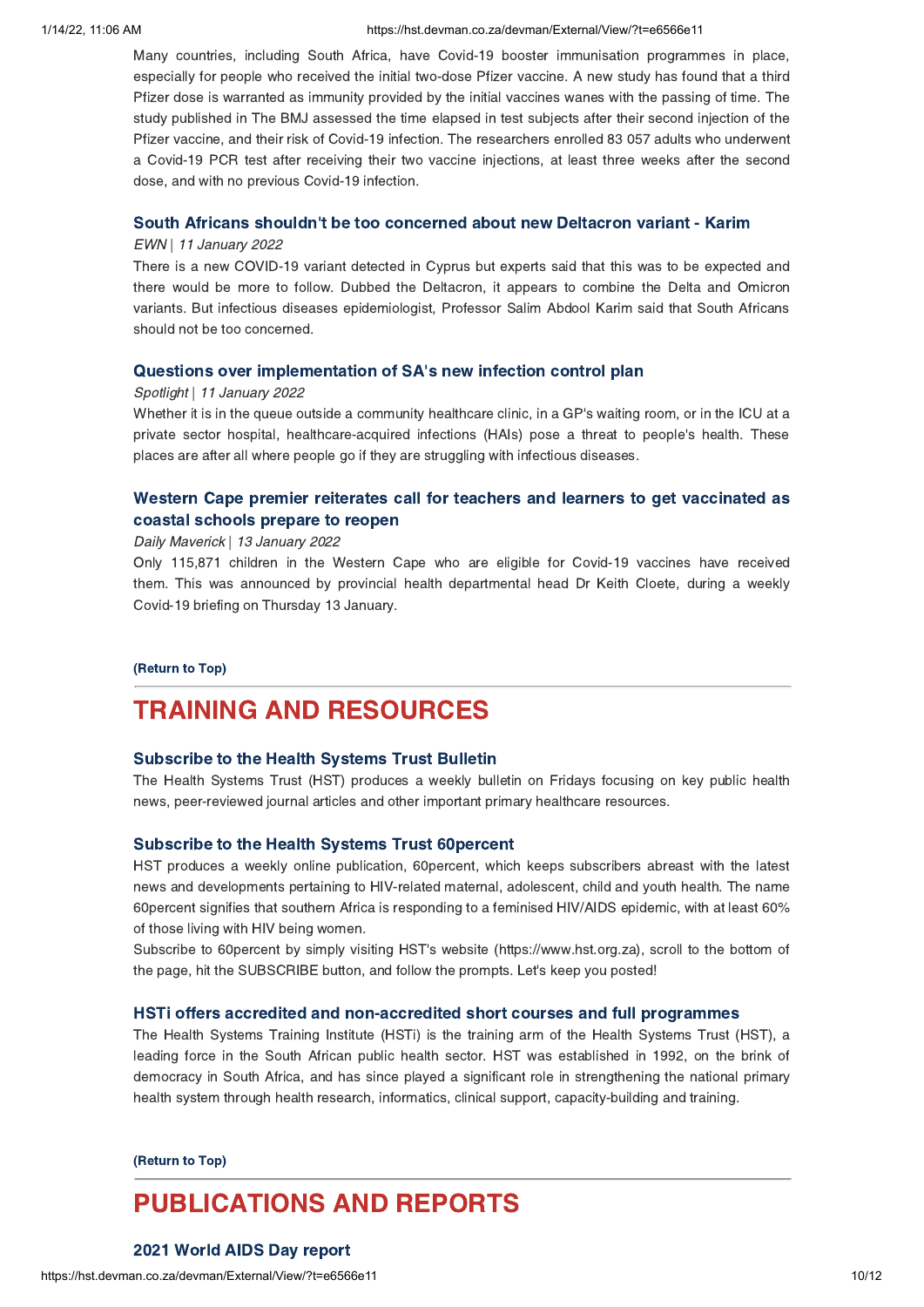Many countries, including South Africa, have Covid-19 booster immunisation programmes in place, especially for people who received the initial two-dose Pfizer vaccine. A new study has found that a third Pfizer dose is warranted as immunity provided by the initial vaccines wanes with the passing of time. The study published in The BMJ assessed the time elapsed in test subjects after their second injection of the Pfizer vaccine, and their risk of Covid-19 infection. The researchers enrolled 83 057 adults who underwent a Covid-19 PCR test after receiving their two vaccine injections, at least three weeks after the second dose, and with no previous Covid-19 infection.

### South Africans shouldn't be too concerned about new Deltacron variant - Karim

*EWN | 11 January 2022*

There is a new COVID-19 variant detected in Cyprus but experts said that this was to be expected and there would be more to follow. Dubbed the Deltacron, it appears to combine the Delta and Omicron variants. But infectious diseases epidemiologist, Professor Salim Abdool Karim said that South Africans should not be too concerned.

### Questions over implementation of SA's new infection control plan

*Spotlight | 11 January 2022*

Whether it is in the queue outside a community healthcare clinic, in a GP's waiting room, or in the ICU at a private sector hospital, healthcare-acquired infections (HAIs) pose a threat to people's health. These places are after all where people go if they are struggling with infectious diseases.

### Western Cape premier reiterates call for teachers and learners to get vaccinated as coastal schools prepare to reopen

*Daily Maverick | 13 January 2022*

Only 115,871 children in the Western Cape who are eligible for Covid-19 vaccines have received them. This was announced by provincial health departmental head Dr Keith Cloete, during a weekly Covid-19 briefing on Thursday 13 January.

**(Return to Top)**

## TRAINING AND RESOURCES

### Subscribe to the Health Systems Trust Bulletin

The Health Systems Trust (HST) produces a weekly bulletin on Fridays focusing on key public health news, peer-reviewed journal articles and other important primary healthcare resources.

### Subscribe to the Health Systems Trust 60percent

HST produces a weekly online publication, 60percent, which keeps subscribers abreast with the latest news and developments pertaining to HIV-related maternal, adolescent, child and youth health. The name 60percent signifies that southern Africa is responding to a feminised HIV/AIDS epidemic, with at least 60% of those living with HIV being women.

Subscribe to 60percent by simply visiting HST's website (https://www.hst.org.za), scroll to the bottom of the page, hit the SUBSCRIBE button, and follow the prompts. Let's keep you posted!

### HSTi offers accredited and non-accredited short courses and full programmes

The Health Systems Training Institute (HSTi) is the training arm of the Health Systems Trust (HST), a leading force in the South African public health sector. HST was established in 1992, on the brink of democracy in South Africa, and has since played a significant role in strengthening the national primary health system through health research, informatics, clinical support, capacity-building and training.

**(Return to Top)**

## PUBLICATIONS AND REPORTS

### 2021 World AIDS Day report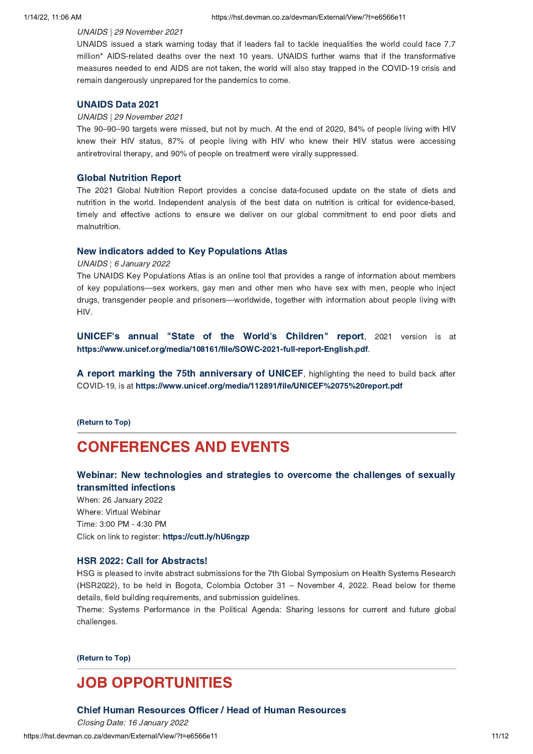*UNAIDS | 29 November 2021*

UNAIDS issued a stark warning today that if leaders fail to tackle inequalities the world could face 7.7 million* AIDS-related deaths over the next 10 years. UNAIDS further warns that if the transformative measures needed to end AIDS are not taken, the world will also stay trapped in the COVID-19 crisis and remain dangerously unprepared for the pandemics to come.

### UNAIDS Data 2021

*UNAIDS | 29 November 2021*

The 90–90–90 targets were missed, but not by much. At the end of 2020, 84% of people living with HIV knew their HIV status, 87% of people living with HIV who knew their HIV status were accessing antiretroviral therapy, and 90% of people on treatment were virally suppressed.

### Global Nutrition Report

The 2021 Global Nutrition Report provides a concise data-focused update on the state of diets and nutrition in the world. Independent analysis of the best data on nutrition is critical for evidence-based, timely and effective actions to ensure we deliver on our global commitment to end poor diets and malnutrition.

### New indicators added to Key Populations Atlas

*UNAIDS ¦ 6 January 2022*

The UNAIDS Key Populations Atlas is an online tool that provides a range of information about members of key populations—sex workers, gay men and other men who have sex with men, people who inject drugs, transgender people and prisoners—worldwide, together with information about people living with HIV.

**UNICEF's annual "State of the World's Children" report**, 2021 version is at **https://www.unicef.org/media/108161/file/SOWC-2021-full-report-English.pdf**.

**A report marking the 75th anniversary of UNICEF**, highlighting the need to build back after COVID-19, is at **https://www.unicef.org/media/112891/file/UNICEF%2075%20report.pdf**

**(Return to Top)**

## CONFERENCES AND EVENTS

### Webinar: New technologies and strategies to overcome the challenges of sexually transmitted infections

When: 26 January 2022
Where: Virtual Webinar
Time: 3:00 PM - 4:30 PM
Click on link to register: **https://cutt.ly/hU6ngzp**

### HSR 2022: Call for Abstracts!

HSG is pleased to invite abstract submissions for the 7th Global Symposium on Health Systems Research (HSR2022), to be held in Bogota, Colombia October 31 – November 4, 2022. Read below for theme details, field building requirements, and submission guidelines.
Theme: Systems Performance in the Political Agenda: Sharing lessons for current and future global challenges.

**(Return to Top)**

## JOB OPPORTUNITIES

### Chief Human Resources Officer / Head of Human Resources

*Closing Date: 16 January 2022*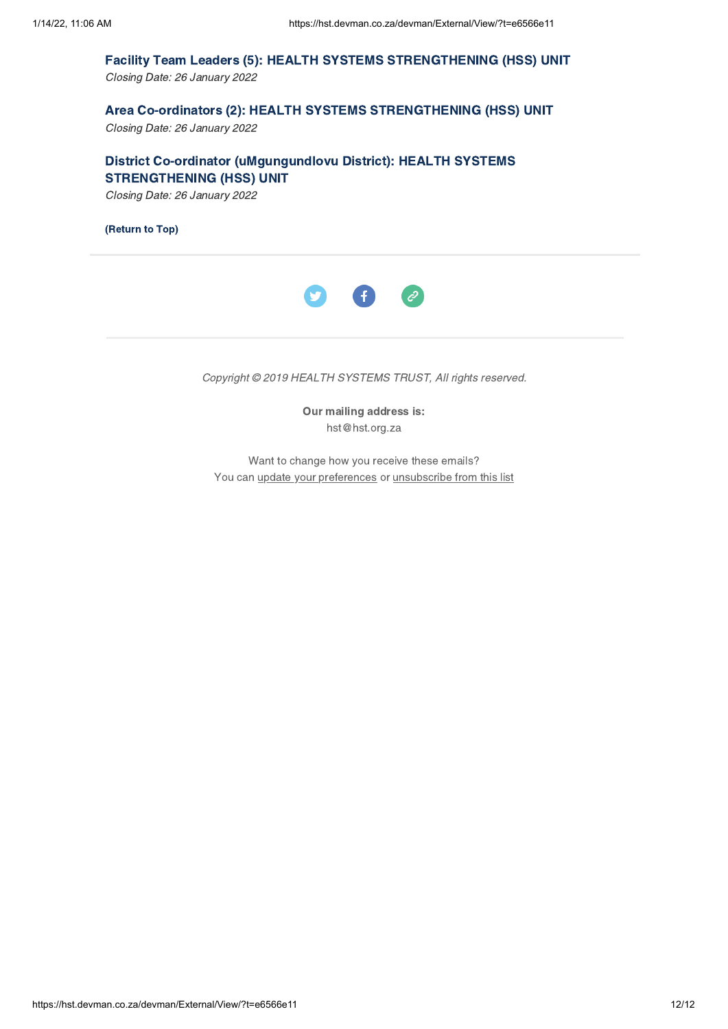### Facility Team Leaders (5): HEALTH SYSTEMS STRENGTHENING (HSS) UNIT

*Closing Date: 26 January 2022*

### Area Co-ordinators (2): HEALTH SYSTEMS STRENGTHENING (HSS) UNIT

*Closing Date: 26 January 2022*

### District Co-ordinator (uMgungundlovu District): HEALTH SYSTEMS STRENGTHENING (HSS) UNIT

*Closing Date: 26 January 2022*

**(Return to Top)**

---

*Copyright © 2019 HEALTH SYSTEMS TRUST, All rights reserved.*

**Our mailing address is:**
hst@hst.org.za

Want to change how you receive these emails?
You can update your preferences or unsubscribe from this list